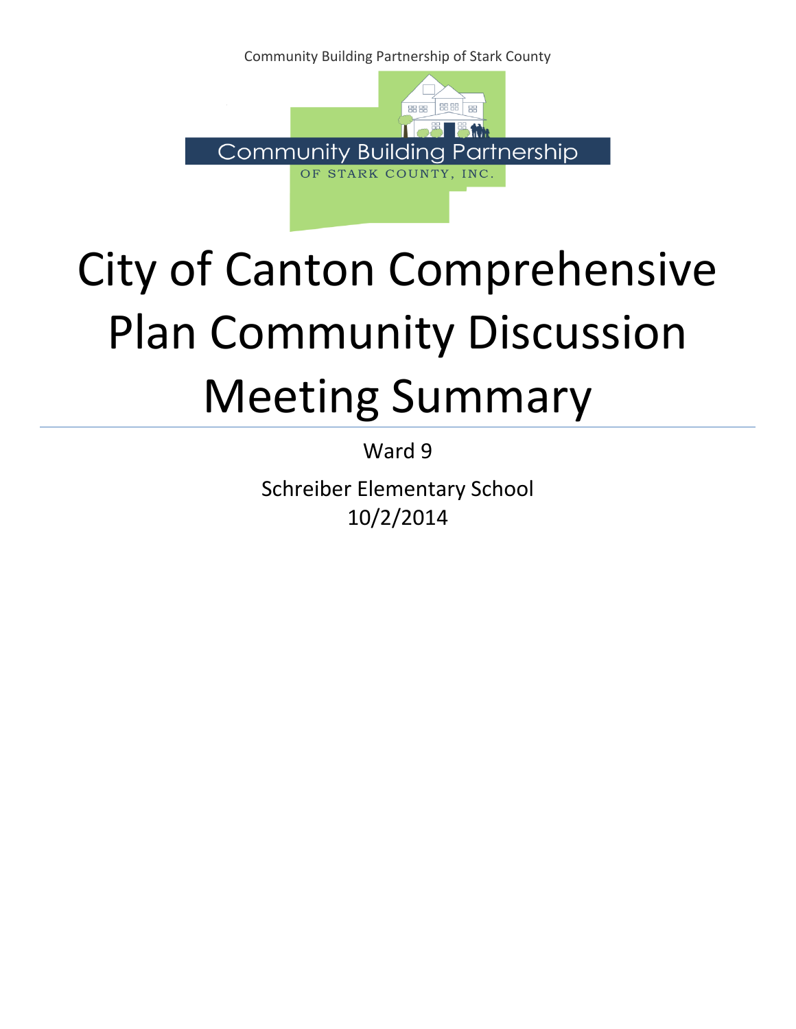Community Building Partnership of Stark County

Community Building Partnership

OF STARK COUNTY, INC.

# City of Canton Comprehensive Plan Community Discussion Meeting Summary

Ward 9

Schreiber Elementary School
10/2/2014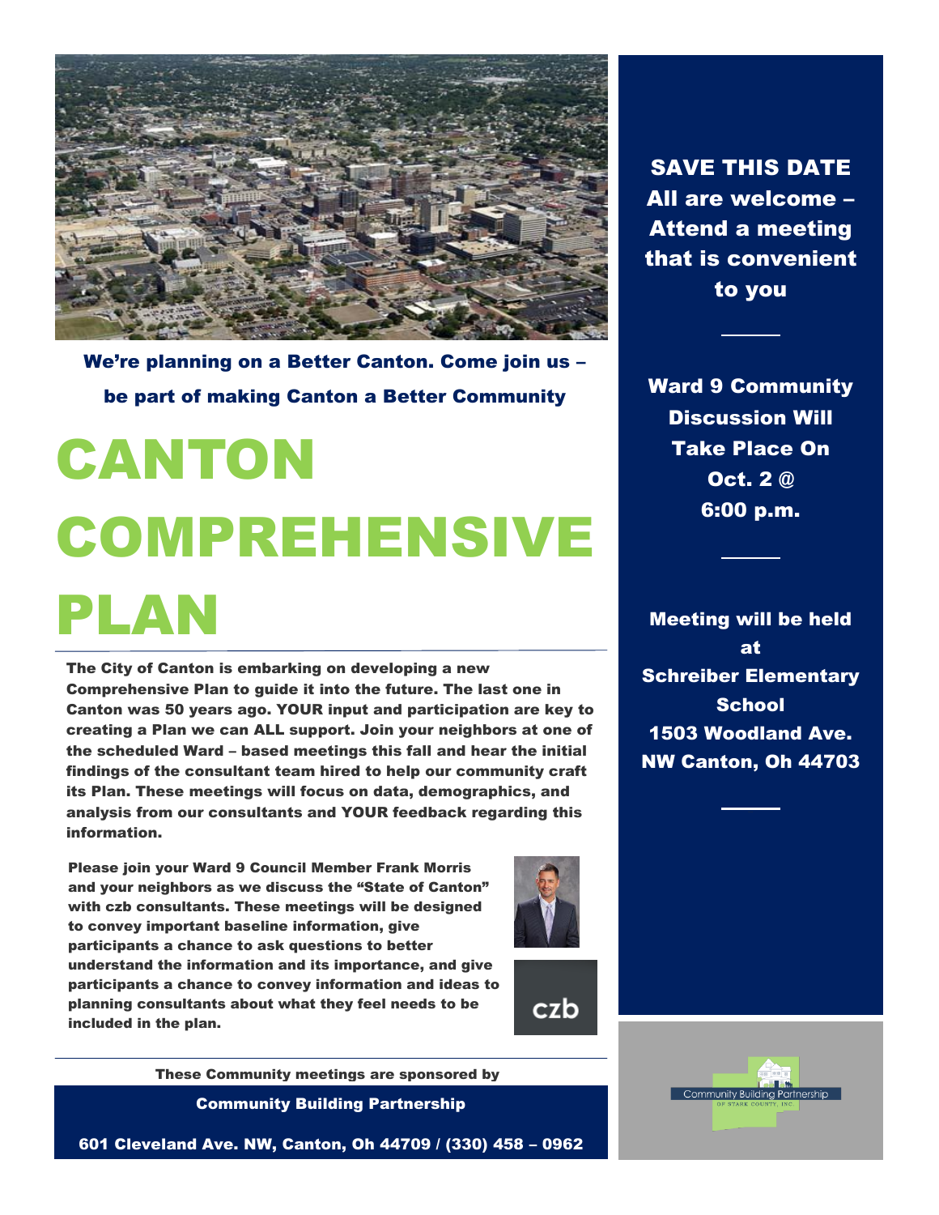**We're planning on a Better Canton. Come join us – be part of making Canton a Better Community**

# CANTON COMPREHENSIVE PLAN

**The City of Canton is embarking on developing a new Comprehensive Plan to guide it into the future. The last one in Canton was 50 years ago. YOUR input and participation are key to creating a Plan we can ALL support. Join your neighbors at one of the scheduled Ward – based meetings this fall and hear the initial findings of the consultant team hired to help our community craft its Plan. These meetings will focus on data, demographics, and analysis from our consultants and YOUR feedback regarding this information.**

**Please join your Ward 9 Council Member Frank Morris and your neighbors as we discuss the "State of Canton" with czb consultants. These meetings will be designed to convey important baseline information, give participants a chance to ask questions to better understand the information and its importance, and give participants a chance to convey information and ideas to planning consultants about what they feel needs to be included in the plan.**

czb

**These Community meetings are sponsored by**

**Community Building Partnership**

**601 Cleveland Ave. NW, Canton, Oh 44709 / (330) 458 – 0962**

**SAVE THIS DATE**
**All are welcome – Attend a meeting that is convenient to you**

**Ward 9 Community Discussion Will Take Place On Oct. 2 @ 6:00 p.m.**

**Meeting will be held at**
**Schreiber Elementary School**
**1503 Woodland Ave. NW Canton, Oh 44703**

Community Building Partnership of Stark County, Inc.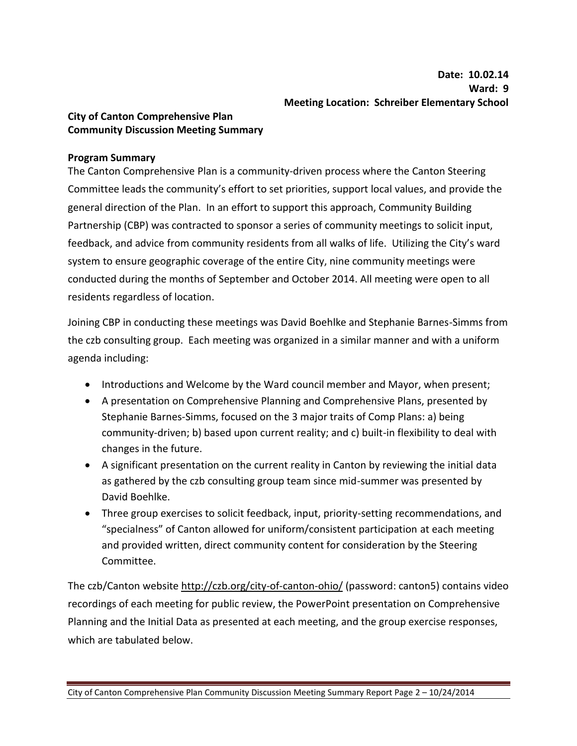**Date: 10.02.14**
**Ward: 9**
**Meeting Location: Schreiber Elementary School**

**City of Canton Comprehensive Plan**
**Community Discussion Meeting Summary**

**Program Summary**

The Canton Comprehensive Plan is a community-driven process where the Canton Steering Committee leads the community's effort to set priorities, support local values, and provide the general direction of the Plan. In an effort to support this approach, Community Building Partnership (CBP) was contracted to sponsor a series of community meetings to solicit input, feedback, and advice from community residents from all walks of life. Utilizing the City's ward system to ensure geographic coverage of the entire City, nine community meetings were conducted during the months of September and October 2014. All meeting were open to all residents regardless of location.

Joining CBP in conducting these meetings was David Boehlke and Stephanie Barnes-Simms from the czb consulting group. Each meeting was organized in a similar manner and with a uniform agenda including:

- Introductions and Welcome by the Ward council member and Mayor, when present;
- A presentation on Comprehensive Planning and Comprehensive Plans, presented by Stephanie Barnes-Simms, focused on the 3 major traits of Comp Plans: a) being community-driven; b) based upon current reality; and c) built-in flexibility to deal with changes in the future.
- A significant presentation on the current reality in Canton by reviewing the initial data as gathered by the czb consulting group team since mid-summer was presented by David Boehlke.
- Three group exercises to solicit feedback, input, priority-setting recommendations, and "specialness" of Canton allowed for uniform/consistent participation at each meeting and provided written, direct community content for consideration by the Steering Committee.

The czb/Canton website http://czb.org/city-of-canton-ohio/ (password: canton5) contains video recordings of each meeting for public review, the PowerPoint presentation on Comprehensive Planning and the Initial Data as presented at each meeting, and the group exercise responses, which are tabulated below.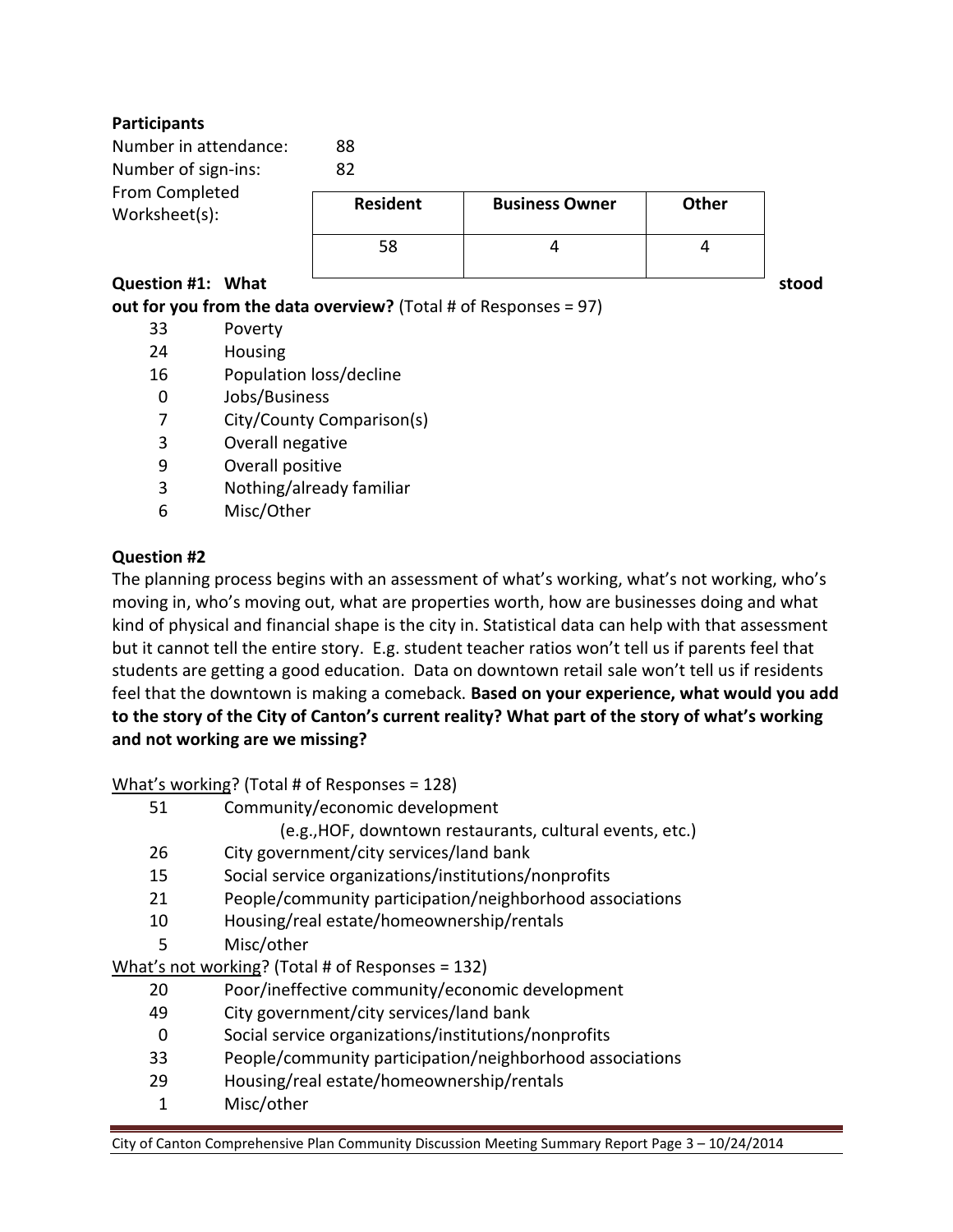**Participants**

Number in attendance: 88

Number of sign-ins: 82

From Completed Worksheet(s):

| Resident | Business Owner | Other |
|---|---|---|
| 58 | 4 | 4 |

**Question #1: What stood out for you from the data overview?** (Total # of Responses = 97)

- 33 Poverty
- 24 Housing
- 16 Population loss/decline
- 0 Jobs/Business
- 7 City/County Comparison(s)
- 3 Overall negative
- 9 Overall positive
- 3 Nothing/already familiar
- 6 Misc/Other

**Question #2**

The planning process begins with an assessment of what's working, what's not working, who's moving in, who's moving out, what are properties worth, how are businesses doing and what kind of physical and financial shape is the city in. Statistical data can help with that assessment but it cannot tell the entire story. E.g. student teacher ratios won't tell us if parents feel that students are getting a good education. Data on downtown retail sale won't tell us if residents feel that the downtown is making a comeback. **Based on your experience, what would you add to the story of the City of Canton's current reality? What part of the story of what's working and not working are we missing?**

What's working? (Total # of Responses = 128)

- 51 Community/economic development
  (e.g.,HOF, downtown restaurants, cultural events, etc.)
- 26 City government/city services/land bank
- 15 Social service organizations/institutions/nonprofits
- 21 People/community participation/neighborhood associations
- 10 Housing/real estate/homeownership/rentals
- 5 Misc/other

What's not working? (Total # of Responses = 132)

- 20 Poor/ineffective community/economic development
- 49 City government/city services/land bank
- 0 Social service organizations/institutions/nonprofits
- 33 People/community participation/neighborhood associations
- 29 Housing/real estate/homeownership/rentals
- 1 Misc/other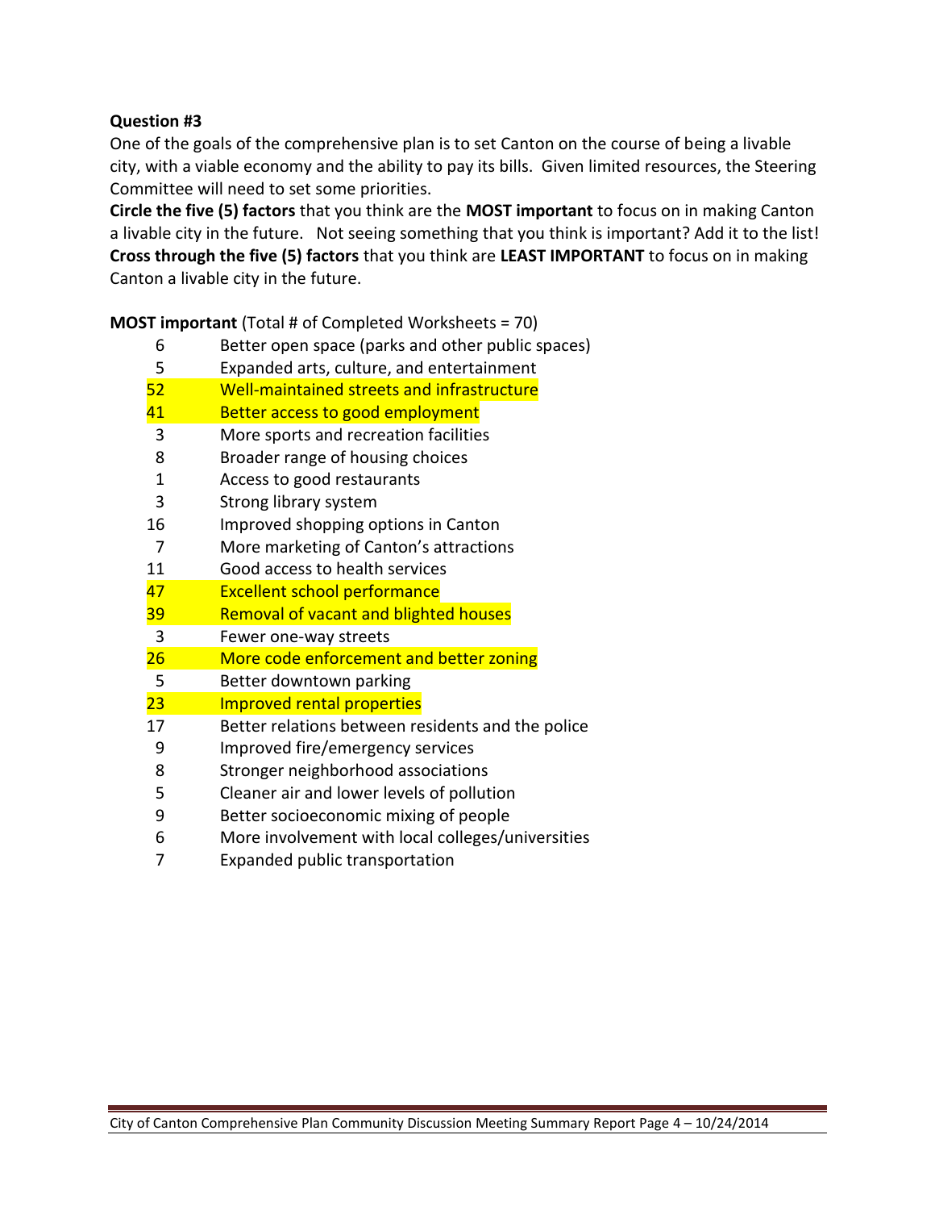**Question #3**

One of the goals of the comprehensive plan is to set Canton on the course of being a livable city, with a viable economy and the ability to pay its bills. Given limited resources, the Steering Committee will need to set some priorities.

**Circle the five (5) factors** that you think are the **MOST important** to focus on in making Canton a livable city in the future. Not seeing something that you think is important? Add it to the list! **Cross through the five (5) factors** that you think are **LEAST IMPORTANT** to focus on in making Canton a livable city in the future.

**MOST important** (Total # of Completed Worksheets = 70)

| | |
|---|---|
| 6 | Better open space (parks and other public spaces) |
| 5 | Expanded arts, culture, and entertainment |
| 52 | Well-maintained streets and infrastructure |
| 41 | Better access to good employment |
| 3 | More sports and recreation facilities |
| 8 | Broader range of housing choices |
| 1 | Access to good restaurants |
| 3 | Strong library system |
| 16 | Improved shopping options in Canton |
| 7 | More marketing of Canton's attractions |
| 11 | Good access to health services |
| 47 | Excellent school performance |
| 39 | Removal of vacant and blighted houses |
| 3 | Fewer one-way streets |
| 26 | More code enforcement and better zoning |
| 5 | Better downtown parking |
| 23 | Improved rental properties |
| 17 | Better relations between residents and the police |
| 9 | Improved fire/emergency services |
| 8 | Stronger neighborhood associations |
| 5 | Cleaner air and lower levels of pollution |
| 9 | Better socioeconomic mixing of people |
| 6 | More involvement with local colleges/universities |
| 7 | Expanded public transportation |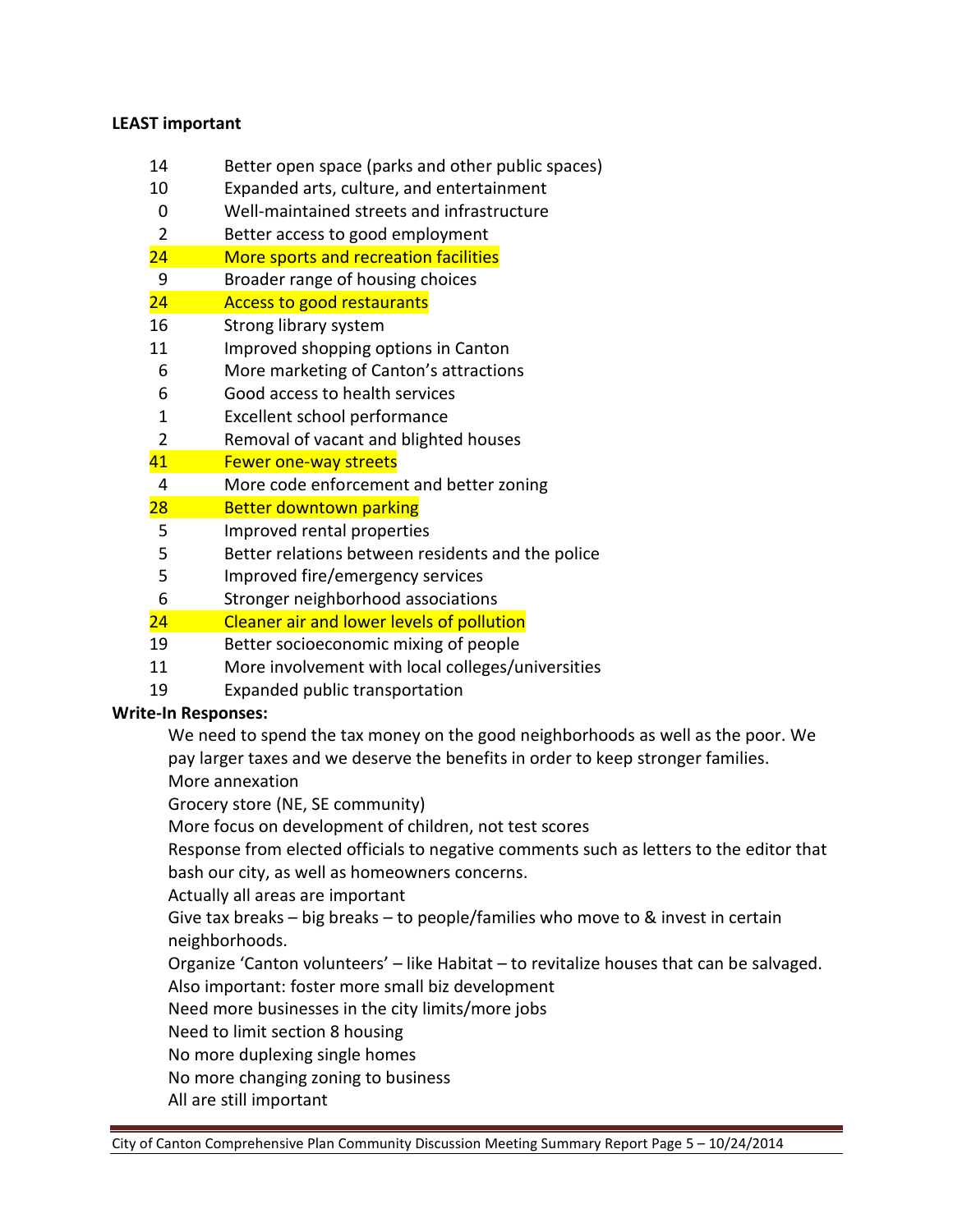**LEAST important**

| | |
|---|---|
| 14 | Better open space (parks and other public spaces) |
| 10 | Expanded arts, culture, and entertainment |
| 0 | Well-maintained streets and infrastructure |
| 2 | Better access to good employment |
| 24 | More sports and recreation facilities |
| 9 | Broader range of housing choices |
| 24 | Access to good restaurants |
| 16 | Strong library system |
| 11 | Improved shopping options in Canton |
| 6 | More marketing of Canton's attractions |
| 6 | Good access to health services |
| 1 | Excellent school performance |
| 2 | Removal of vacant and blighted houses |
| 41 | Fewer one-way streets |
| 4 | More code enforcement and better zoning |
| 28 | Better downtown parking |
| 5 | Improved rental properties |
| 5 | Better relations between residents and the police |
| 5 | Improved fire/emergency services |
| 6 | Stronger neighborhood associations |
| 24 | Cleaner air and lower levels of pollution |
| 19 | Better socioeconomic mixing of people |
| 11 | More involvement with local colleges/universities |
| 19 | Expanded public transportation |

**Write-In Responses:**

We need to spend the tax money on the good neighborhoods as well as the poor. We pay larger taxes and we deserve the benefits in order to keep stronger families.

More annexation

Grocery store (NE, SE community)

More focus on development of children, not test scores

Response from elected officials to negative comments such as letters to the editor that bash our city, as well as homeowners concerns.

Actually all areas are important

Give tax breaks – big breaks – to people/families who move to & invest in certain neighborhoods.

Organize 'Canton volunteers' – like Habitat – to revitalize houses that can be salvaged.

Also important: foster more small biz development

Need more businesses in the city limits/more jobs

Need to limit section 8 housing

No more duplexing single homes

No more changing zoning to business

All are still important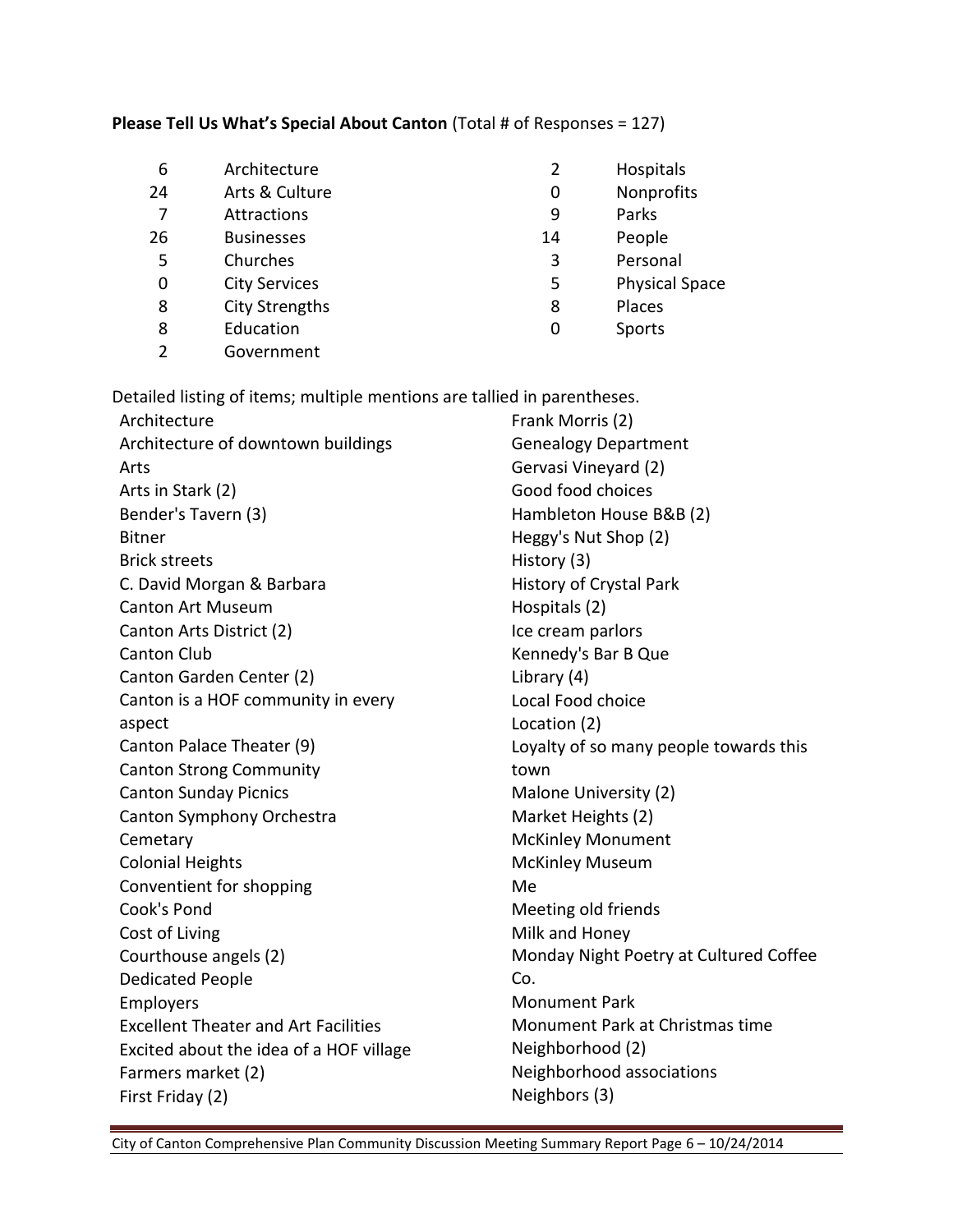**Please Tell Us What's Special About Canton** (Total # of Responses = 127)

| | | | |
|---|---|---|---|
| 6 | Architecture | 2 | Hospitals |
| 24 | Arts & Culture | 0 | Nonprofits |
| 7 | Attractions | 9 | Parks |
| 26 | Businesses | 14 | People |
| 5 | Churches | 3 | Personal |
| 0 | City Services | 5 | Physical Space |
| 8 | City Strengths | 8 | Places |
| 8 | Education | 0 | Sports |
| 2 | Government | | |

Detailed listing of items; multiple mentions are tallied in parentheses.

Architecture
Architecture of downtown buildings
Arts
Arts in Stark (2)
Bender's Tavern (3)
Bitner
Brick streets
C. David Morgan & Barbara
Canton Art Museum
Canton Arts District (2)
Canton Club
Canton Garden Center (2)
Canton is a HOF community in every aspect
Canton Palace Theater (9)
Canton Strong Community
Canton Sunday Picnics
Canton Symphony Orchestra
Cemetary
Colonial Heights
Conventient for shopping
Cook's Pond
Cost of Living
Courthouse angels (2)
Dedicated People
Employers
Excellent Theater and Art Facilities
Excited about the idea of a HOF village
Farmers market (2)
First Friday (2)
Frank Morris (2)
Genealogy Department
Gervasi Vineyard (2)
Good food choices
Hambleton House B&B (2)
Heggy's Nut Shop (2)
History (3)
History of Crystal Park
Hospitals (2)
Ice cream parlors
Kennedy's Bar B Que
Library (4)
Local Food choice
Location (2)
Loyalty of so many people towards this town
Malone University (2)
Market Heights (2)
McKinley Monument
McKinley Museum
Me
Meeting old friends
Milk and Honey
Monday Night Poetry at Cultured Coffee Co.
Monument Park
Monument Park at Christmas time
Neighborhood (2)
Neighborhood associations
Neighbors (3)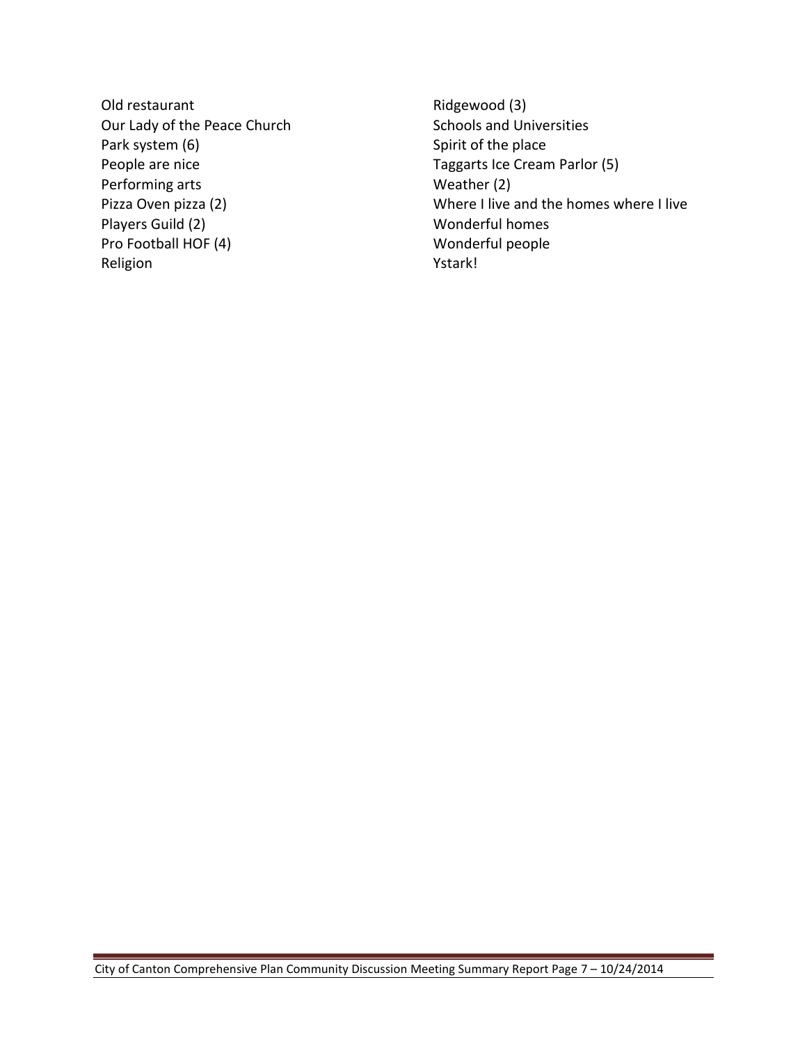Old restaurant
Our Lady of the Peace Church
Park system (6)
People are nice
Performing arts
Pizza Oven pizza (2)
Players Guild (2)
Pro Football HOF (4)
Religion
Ridgewood (3)
Schools and Universities
Spirit of the place
Taggarts Ice Cream Parlor (5)
Weather (2)
Where I live and the homes where I live
Wonderful homes
Wonderful people
Ystark!